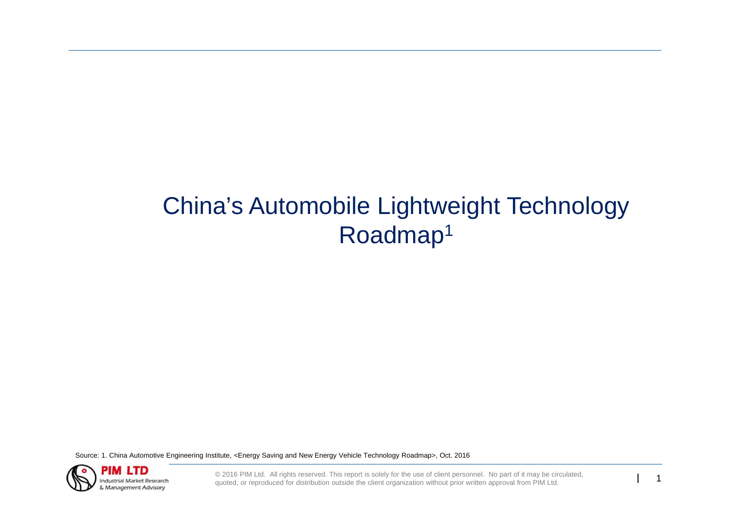# China's Automobile Lightweight Technology Roadmap[1]

Source: 1. China Automotive Engineering Institute, <Energy Saving and New Energy Vehicle Technology Roadmap>, Oct. 2016

© 2016 PIM Ltd. All rights reserved. This report is solely for the use of client personnel. No part of it may be circulated, quoted, or reproduced for distribution outside the client organization without prior written approval from PIM Ltd.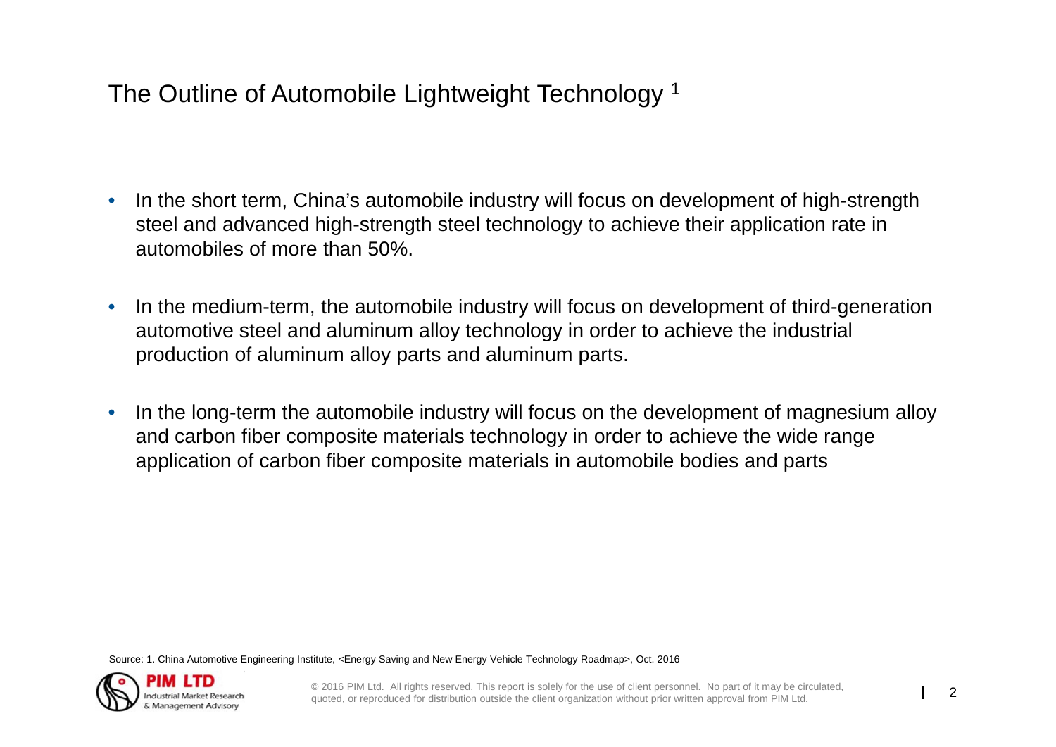# The Outline of Automobile Lightweight Technology [1]

- In the short term, China's automobile industry will focus on development of high-strength steel and advanced high-strength steel technology to achieve their application rate in automobiles of more than 50%.
- In the medium-term, the automobile industry will focus on development of third-generation automotive steel and aluminum alloy technology in order to achieve the industrial production of aluminum alloy parts and aluminum parts.
- In the long-term the automobile industry will focus on the development of magnesium alloy and carbon fiber composite materials technology in order to achieve the wide range application of carbon fiber composite materials in automobile bodies and parts

Source: 1. China Automotive Engineering Institute, <Energy Saving and New Energy Vehicle Technology Roadmap>, Oct. 2016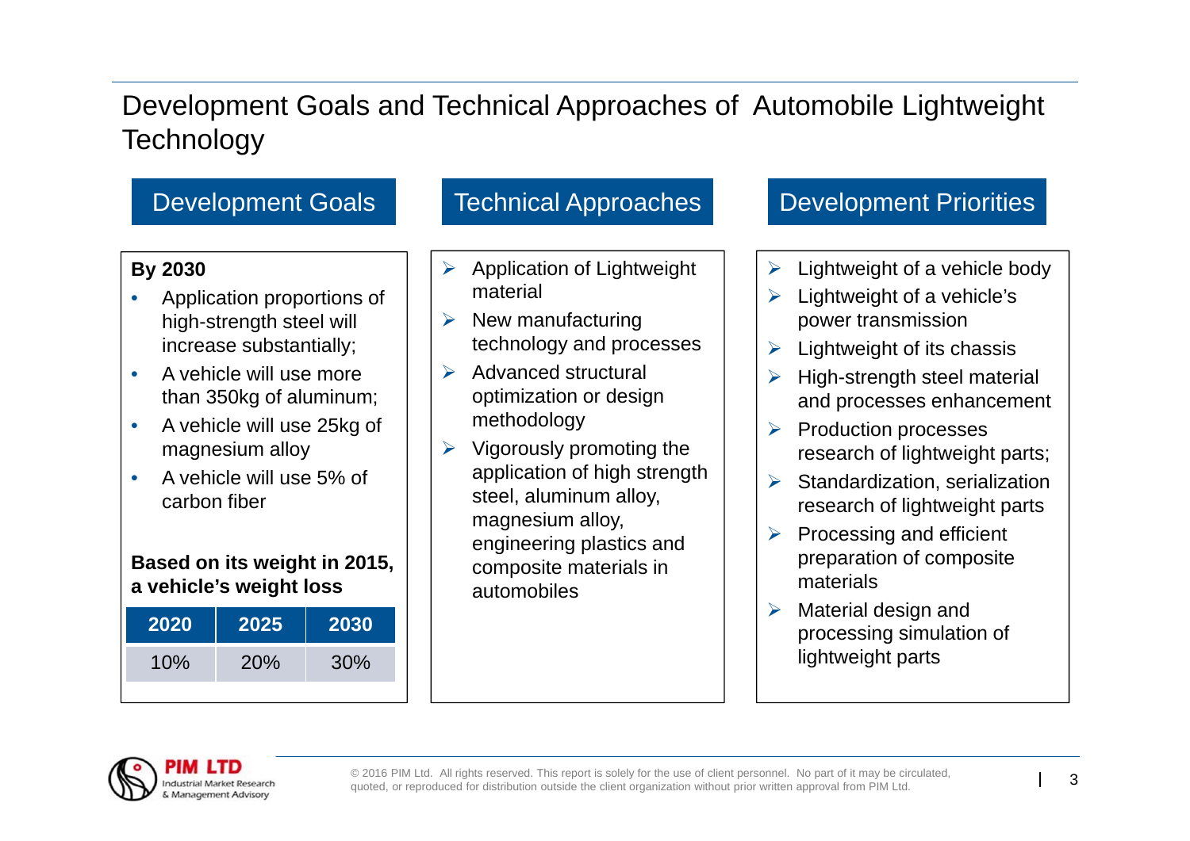# Development Goals and Technical Approaches of Automobile Lightweight Technology

## Development Goals

**By 2030**

- Application proportions of high-strength steel will increase substantially;
- A vehicle will use more than 350kg of aluminum;
- A vehicle will use 25kg of magnesium alloy
- A vehicle will use 5% of carbon fiber

**Based on its weight in 2015, a vehicle's weight loss**

| 2020 | 2025 | 2030 |
|---|---|---|
| 10% | 20% | 30% |

## Technical Approaches

- Application of Lightweight material
- New manufacturing technology and processes
- Advanced structural optimization or design methodology
- Vigorously promoting the application of high strength steel, aluminum alloy, magnesium alloy, engineering plastics and composite materials in automobiles

## Development Priorities

- Lightweight of a vehicle body
- Lightweight of a vehicle's power transmission
- Lightweight of its chassis
- High-strength steel material and processes enhancement
- Production processes research of lightweight parts;
- Standardization, serialization research of lightweight parts
- Processing and efficient preparation of composite materials
- Material design and processing simulation of lightweight parts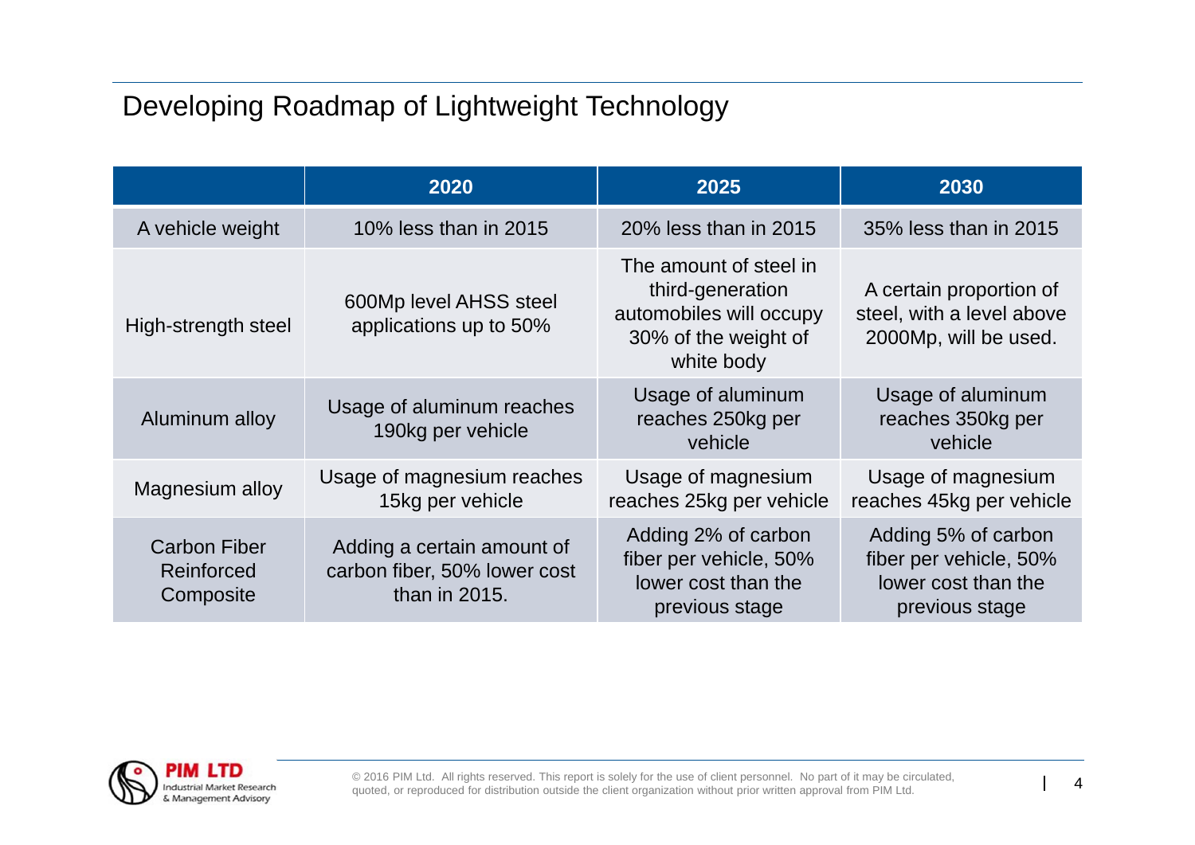## Developing Roadmap of Lightweight Technology

| | 2020 | 2025 | 2030 |
|---|---|---|---|
| A vehicle weight | 10% less than in 2015 | 20% less than in 2015 | 35% less than in 2015 |
| High-strength steel | 600Mp level AHSS steel applications up to 50% | The amount of steel in third-generation automobiles will occupy 30% of the weight of white body | A certain proportion of steel, with a level above 2000Mp, will be used. |
| Aluminum alloy | Usage of aluminum reaches 190kg per vehicle | Usage of aluminum reaches 250kg per vehicle | Usage of aluminum reaches 350kg per vehicle |
| Magnesium alloy | Usage of magnesium reaches 15kg per vehicle | Usage of magnesium reaches 25kg per vehicle | Usage of magnesium reaches 45kg per vehicle |
| Carbon Fiber Reinforced Composite | Adding a certain amount of carbon fiber, 50% lower cost than in 2015. | Adding 2% of carbon fiber per vehicle, 50% lower cost than the previous stage | Adding 5% of carbon fiber per vehicle, 50% lower cost than the previous stage |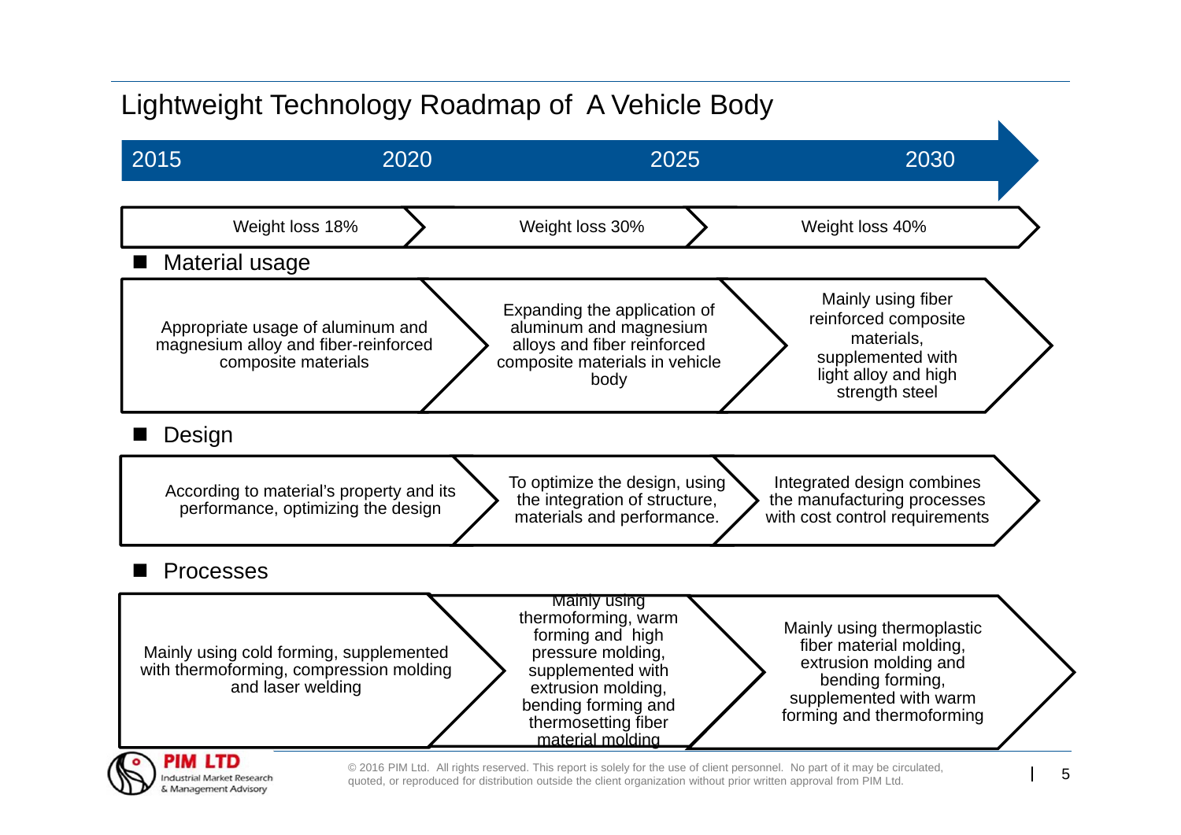# Lightweight Technology Roadmap of A Vehicle Body

| | 2015–2020 | 2020–2025 | 2025–2030 |
|---|---|---|---|
| | Weight loss 18% | Weight loss 30% | Weight loss 40% |
| **Material usage** | Appropriate usage of aluminum and magnesium alloy and fiber-reinforced composite materials | Expanding the application of aluminum and magnesium alloys and fiber reinforced composite materials in vehicle body | Mainly using fiber reinforced composite materials, supplemented with light alloy and high strength steel |
| **Design** | According to material's property and its performance, optimizing the design | To optimize the design, using the integration of structure, materials and performance. | Integrated design combines the manufacturing processes with cost control requirements |
| **Processes** | Mainly using cold forming, supplemented with thermoforming, compression molding and laser welding | Mainly using thermoforming, warm forming and high pressure molding, supplemented with extrusion molding, bending forming and thermosetting fiber material molding | Mainly using thermoplastic fiber material molding, extrusion molding and bending forming, supplemented with warm forming and thermoforming |

PIM LTD
Industrial Market Research & Management Advisory

© 2016 PIM Ltd. All rights reserved. This report is solely for the use of client personnel. No part of it may be circulated, quoted, or reproduced for distribution outside the client organization without prior written approval from PIM Ltd.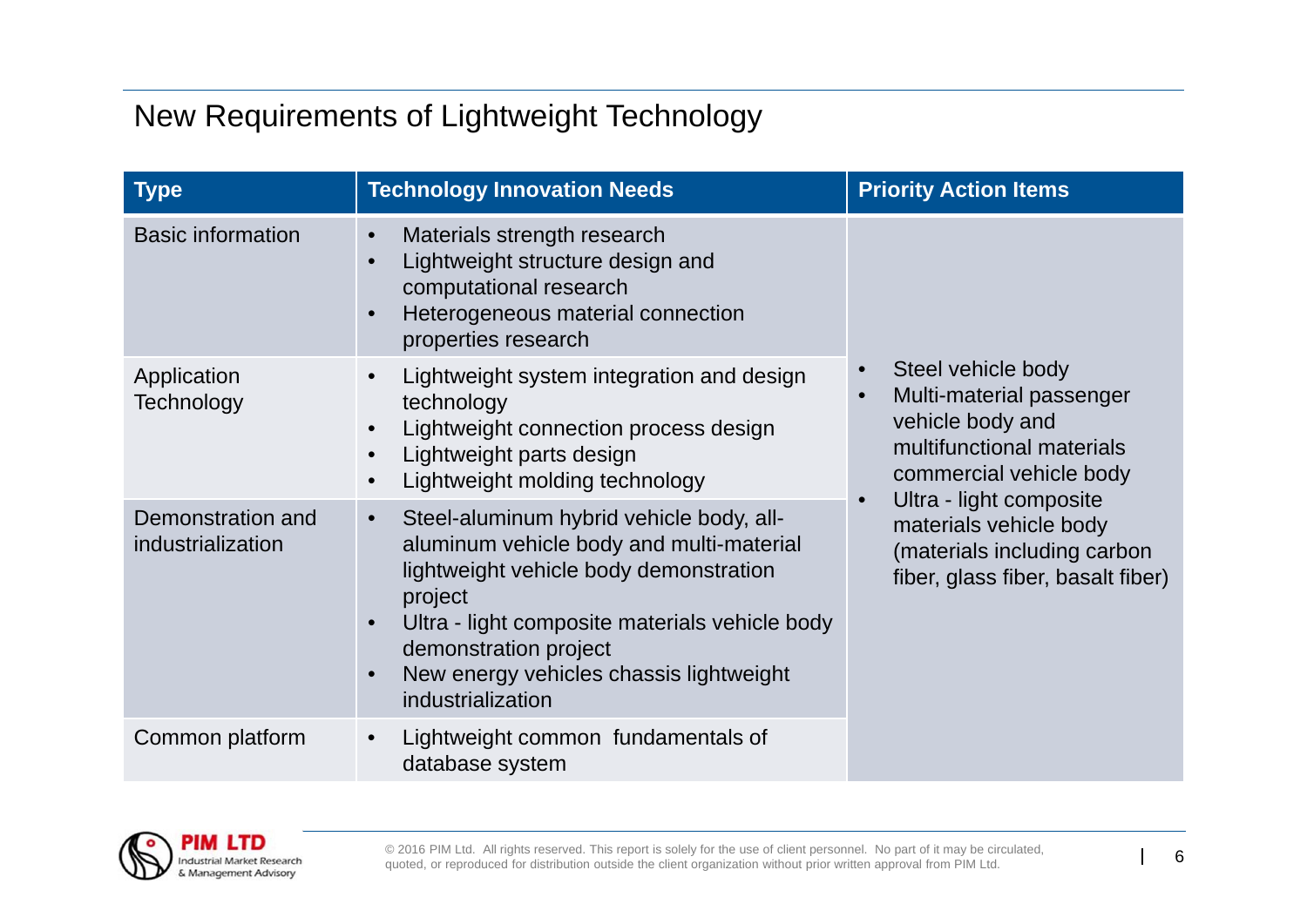## New Requirements of Lightweight Technology

| Type | Technology Innovation Needs | Priority Action Items |
|---|---|---|
| Basic information | • Materials strength research<br>• Lightweight structure design and computational research<br>• Heterogeneous material connection properties research | • Steel vehicle body<br>• Multi-material passenger vehicle body and multifunctional materials commercial vehicle body<br>• Ultra - light composite materials vehicle body (materials including carbon fiber, glass fiber, basalt fiber) |
| Application Technology | • Lightweight system integration and design technology<br>• Lightweight connection process design<br>• Lightweight parts design<br>• Lightweight molding technology | |
| Demonstration and industrialization | • Steel-aluminum hybrid vehicle body, all-aluminum vehicle body and multi-material lightweight vehicle body demonstration project<br>• Ultra - light composite materials vehicle body demonstration project<br>• New energy vehicles chassis lightweight industrialization | |
| Common platform | • Lightweight common fundamentals of database system | |

© 2016 PIM Ltd. All rights reserved. This report is solely for the use of client personnel. No part of it may be circulated, quoted, or reproduced for distribution outside the client organization without prior written approval from PIM Ltd.